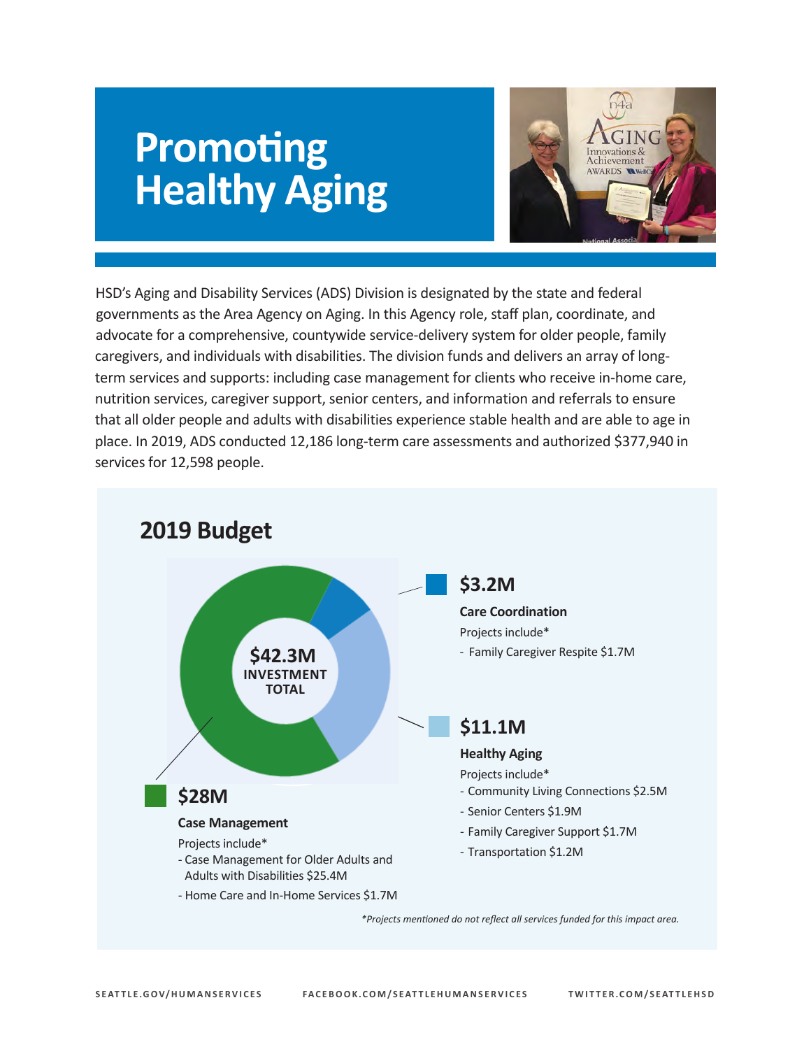# Promoting Healthy Aging

HSD's Aging and Disability Services (ADS) Division is designated by the state and federal governments as the Area Agency on Aging. In this Agency role, staff plan, coordinate, and advocate for a comprehensive, countywide service-delivery system for older people, family caregivers, and individuals with disabilities. The division funds and delivers an array of long-term services and supports: including case management for clients who receive in-home care, nutrition services, caregiver support, senior centers, and information and referrals to ensure that all older people and adults with disabilities experience stable health and are able to age in place. In 2019, ADS conducted 12,186 long-term care assessments and authorized $377,940 in services for 12,598 people.

## 2019 Budget

**$42.3M INVESTMENT TOTAL**

### $3.2M

**Care Coordination**

Projects include*

- Family Caregiver Respite $1.7M

### $11.1M

**Healthy Aging**

Projects include*

- Community Living Connections $2.5M
- Senior Centers $1.9M
- Family Caregiver Support $1.7M
- Transportation $1.2M

### $28M

**Case Management**

Projects include*

- Case Management for Older Adults and Adults with Disabilities $25.4M
- Home Care and In-Home Services $1.7M

*\*Projects mentioned do not reflect all services funded for this impact area.*

SEATTLE.GOV/HUMANSERVICES FACEBOOK.COM/SEATTLEHUMANSERVICES TWITTER.COM/SEATTLEHSD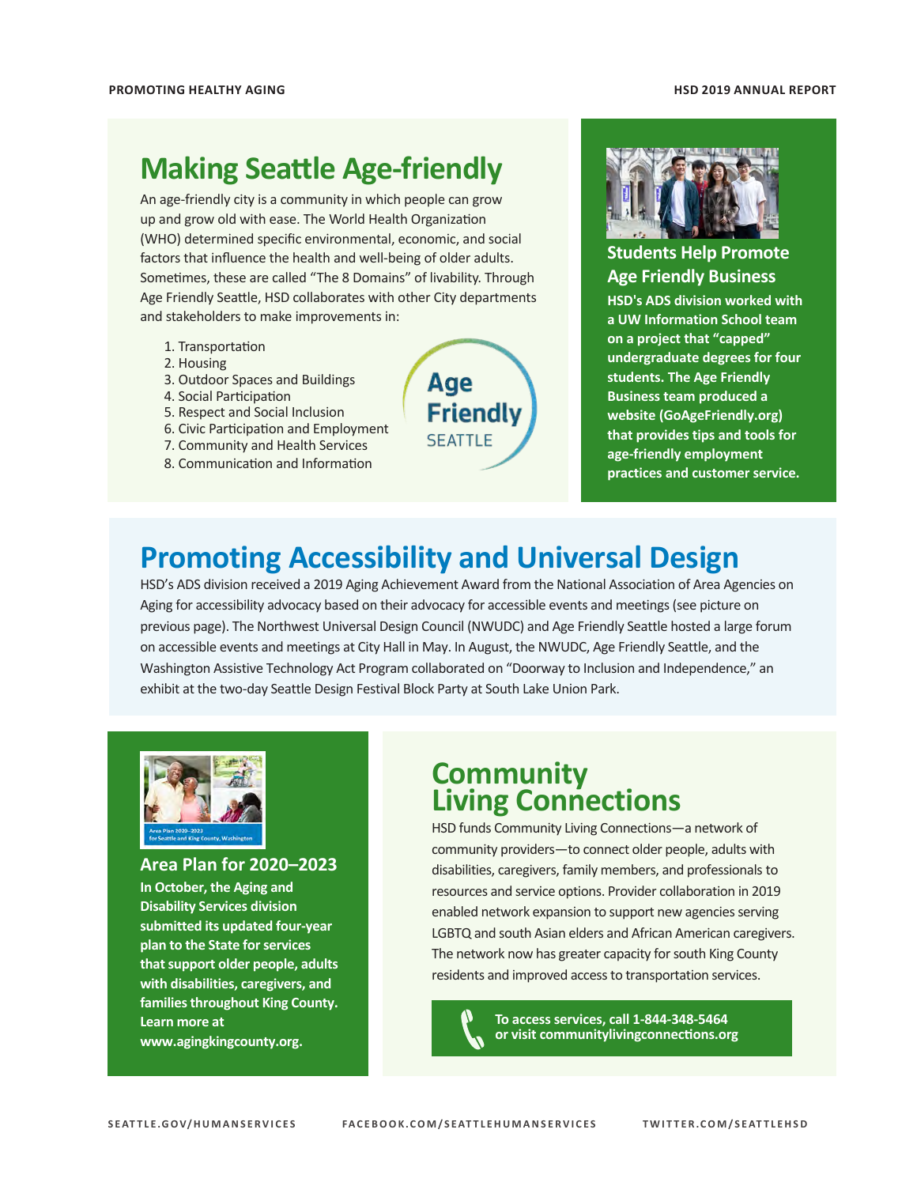# Making Seattle Age-friendly

An age-friendly city is a community in which people can grow up and grow old with ease. The World Health Organization (WHO) determined specific environmental, economic, and social factors that influence the health and well-being of older adults. Sometimes, these are called "The 8 Domains" of livability. Through Age Friendly Seattle, HSD collaborates with other City departments and stakeholders to make improvements in:

1. Transportation
2. Housing
3. Outdoor Spaces and Buildings
4. Social Participation
5. Respect and Social Inclusion
6. Civic Participation and Employment
7. Community and Health Services
8. Communication and Information

Age Friendly SEATTLE

## Students Help Promote Age Friendly Business

**HSD's ADS division worked with a UW Information School team on a project that "capped" undergraduate degrees for four students. The Age Friendly Business team produced a website (GoAgeFriendly.org) that provides tips and tools for age-friendly employment practices and customer service.**

# Promoting Accessibility and Universal Design

HSD's ADS division received a 2019 Aging Achievement Award from the National Association of Area Agencies on Aging for accessibility advocacy based on their advocacy for accessible events and meetings (see picture on previous page). The Northwest Universal Design Council (NWUDC) and Age Friendly Seattle hosted a large forum on accessible events and meetings at City Hall in May. In August, the NWUDC, Age Friendly Seattle, and the Washington Assistive Technology Act Program collaborated on "Doorway to Inclusion and Independence," an exhibit at the two-day Seattle Design Festival Block Party at South Lake Union Park.

Area Plan 2020–2023 for Seattle and King County, Washington

## Area Plan for 2020–2023

**In October, the Aging and Disability Services division submitted its updated four-year plan to the State for services that support older people, adults with disabilities, caregivers, and families throughout King County. Learn more at www.agingkingcounty.org.**

# Community Living Connections

HSD funds Community Living Connections—a network of community providers—to connect older people, adults with disabilities, caregivers, family members, and professionals to resources and service options. Provider collaboration in 2019 enabled network expansion to support new agencies serving LGBTQ and south Asian elders and African American caregivers. The network now has greater capacity for south King County residents and improved access to transportation services.

**To access services, call 1-844-348-5464 or visit communitylivingconnections.org**